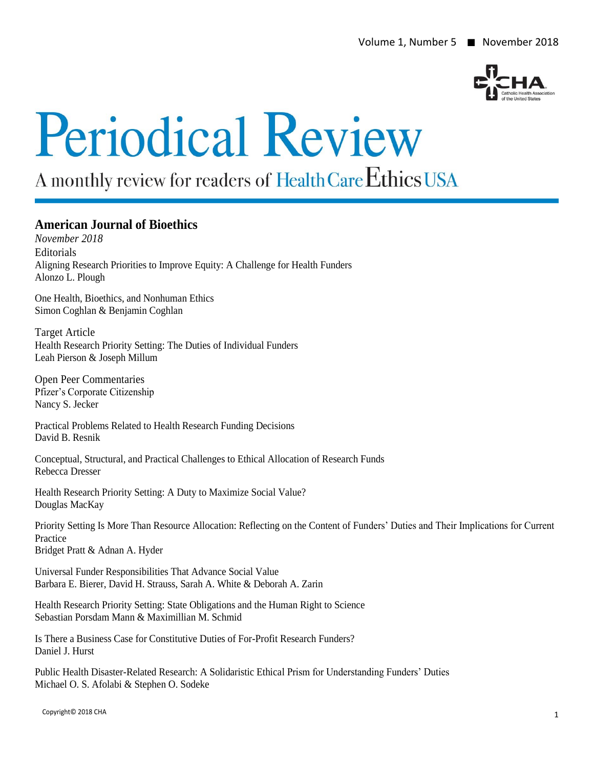Volume 1, Number 5 ■ November 2018

# Periodical Review

A monthly review for readers of Health Care Ethics USA

## American Journal of Bioethics

*November 2018*

Editorials

Aligning Research Priorities to Improve Equity: A Challenge for Health Funders
Alonzo L. Plough

One Health, Bioethics, and Nonhuman Ethics
Simon Coghlan & Benjamin Coghlan

Target Article

Health Research Priority Setting: The Duties of Individual Funders
Leah Pierson & Joseph Millum

Open Peer Commentaries

Pfizer's Corporate Citizenship
Nancy S. Jecker

Practical Problems Related to Health Research Funding Decisions
David B. Resnik

Conceptual, Structural, and Practical Challenges to Ethical Allocation of Research Funds
Rebecca Dresser

Health Research Priority Setting: A Duty to Maximize Social Value?
Douglas MacKay

Priority Setting Is More Than Resource Allocation: Reflecting on the Content of Funders' Duties and Their Implications for Current Practice
Bridget Pratt & Adnan A. Hyder

Universal Funder Responsibilities That Advance Social Value
Barbara E. Bierer, David H. Strauss, Sarah A. White & Deborah A. Zarin

Health Research Priority Setting: State Obligations and the Human Right to Science
Sebastian Porsdam Mann & Maximillian M. Schmid

Is There a Business Case for Constitutive Duties of For-Profit Research Funders?
Daniel J. Hurst

Public Health Disaster-Related Research: A Solidaristic Ethical Prism for Understanding Funders' Duties
Michael O. S. Afolabi & Stephen O. Sodeke

Copyright© 2018 CHA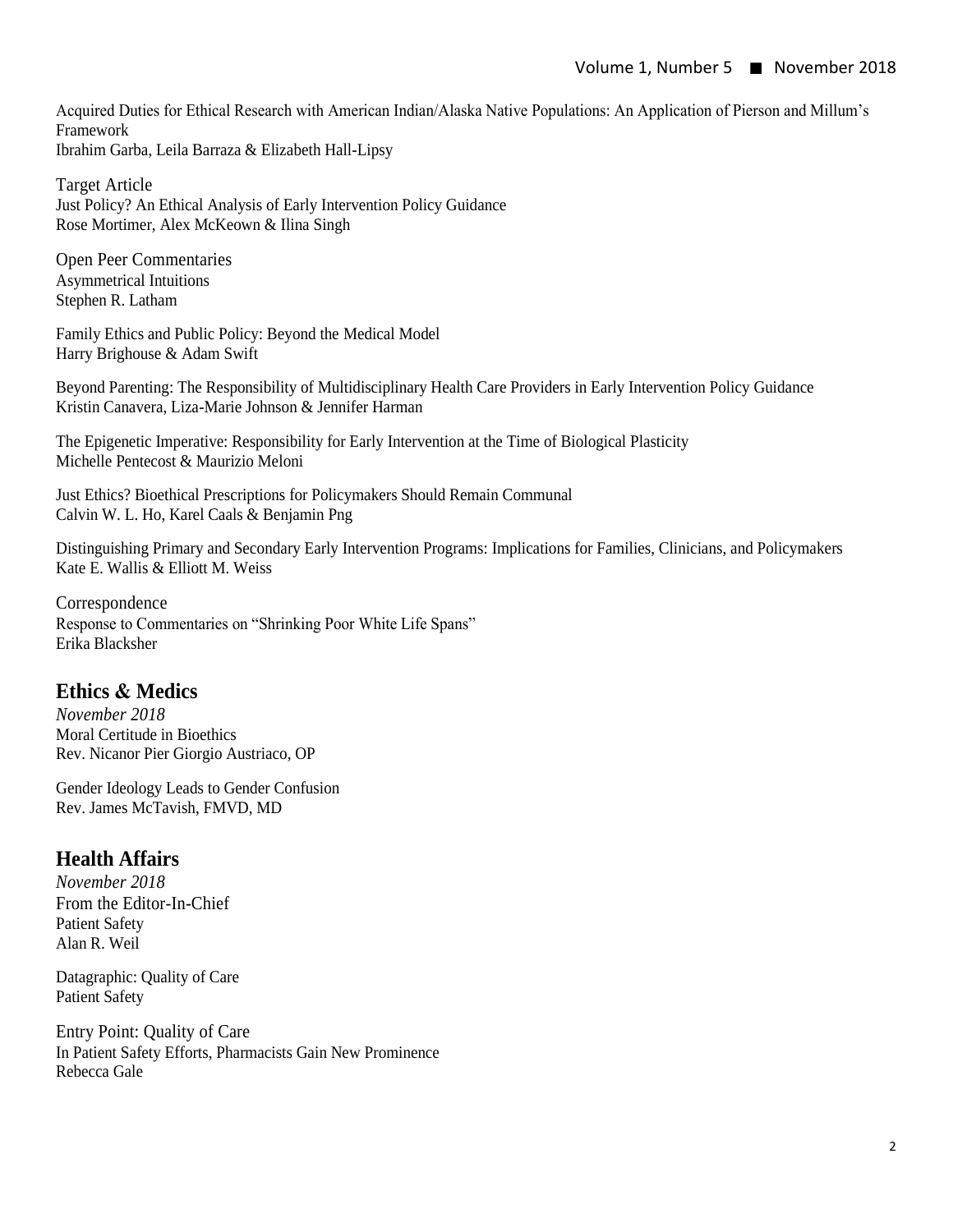Acquired Duties for Ethical Research with American Indian/Alaska Native Populations: An Application of Pierson and Millum's Framework
Ibrahim Garba, Leila Barraza & Elizabeth Hall-Lipsy

Target Article
Just Policy? An Ethical Analysis of Early Intervention Policy Guidance
Rose Mortimer, Alex McKeown & Ilina Singh

Open Peer Commentaries
Asymmetrical Intuitions
Stephen R. Latham

Family Ethics and Public Policy: Beyond the Medical Model
Harry Brighouse & Adam Swift

Beyond Parenting: The Responsibility of Multidisciplinary Health Care Providers in Early Intervention Policy Guidance
Kristin Canavera, Liza-Marie Johnson & Jennifer Harman

The Epigenetic Imperative: Responsibility for Early Intervention at the Time of Biological Plasticity
Michelle Pentecost & Maurizio Meloni

Just Ethics? Bioethical Prescriptions for Policymakers Should Remain Communal
Calvin W. L. Ho, Karel Caals & Benjamin Png

Distinguishing Primary and Secondary Early Intervention Programs: Implications for Families, Clinicians, and Policymakers
Kate E. Wallis & Elliott M. Weiss

Correspondence
Response to Commentaries on "Shrinking Poor White Life Spans"
Erika Blacksher

## Ethics & Medics

*November 2018*
Moral Certitude in Bioethics
Rev. Nicanor Pier Giorgio Austriaco, OP

Gender Ideology Leads to Gender Confusion
Rev. James McTavish, FMVD, MD

## Health Affairs

*November 2018*
From the Editor-In-Chief
Patient Safety
Alan R. Weil

Datagraphic: Quality of Care
Patient Safety

Entry Point: Quality of Care
In Patient Safety Efforts, Pharmacists Gain New Prominence
Rebecca Gale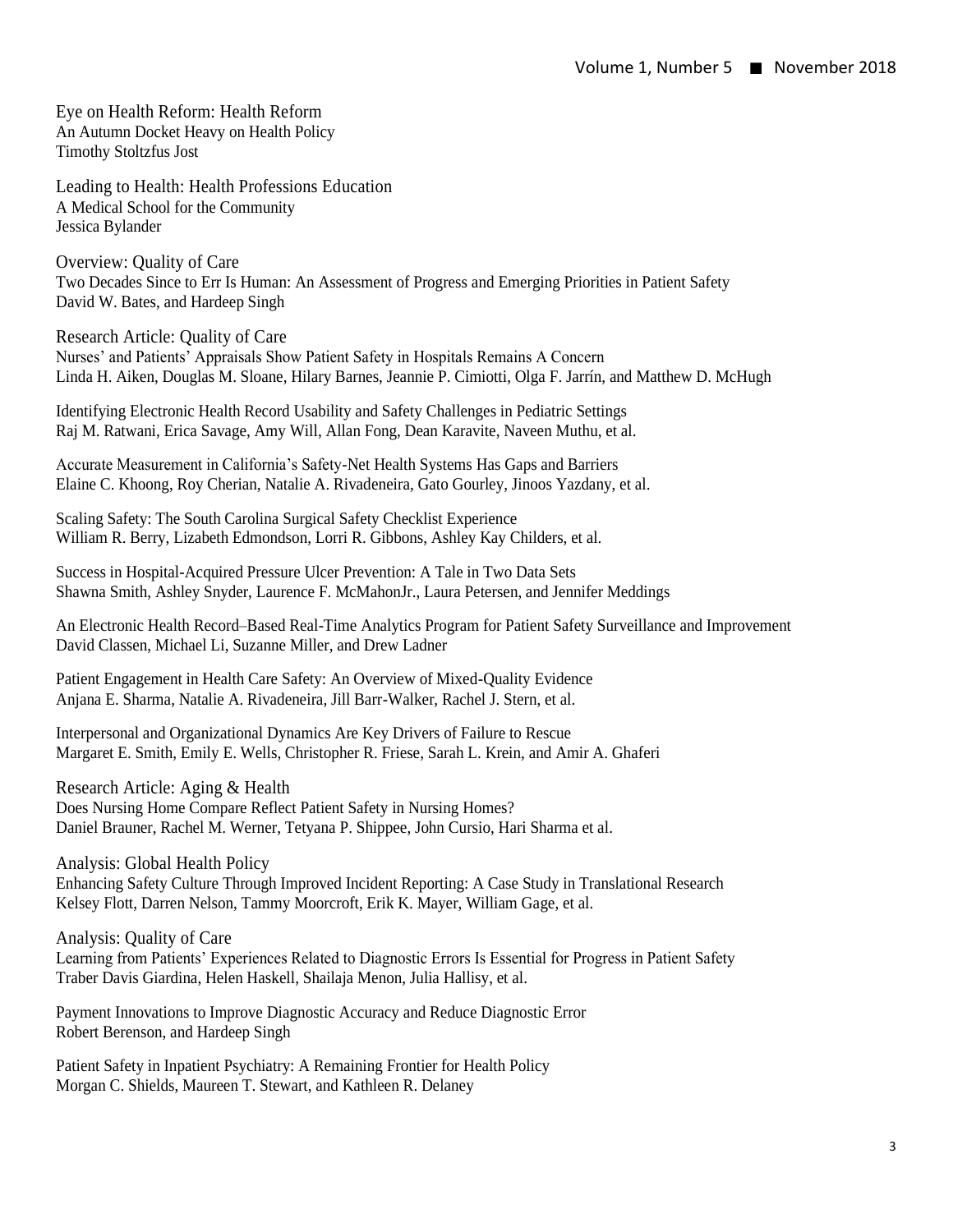## Eye on Health Reform: Health Reform

An Autumn Docket Heavy on Health Policy
Timothy Stoltzfus Jost

## Leading to Health: Health Professions Education

A Medical School for the Community
Jessica Bylander

## Overview: Quality of Care

Two Decades Since to Err Is Human: An Assessment of Progress and Emerging Priorities in Patient Safety
David W. Bates, and Hardeep Singh

## Research Article: Quality of Care

Nurses' and Patients' Appraisals Show Patient Safety in Hospitals Remains A Concern
Linda H. Aiken, Douglas M. Sloane, Hilary Barnes, Jeannie P. Cimiotti, Olga F. Jarrín, and Matthew D. McHugh

Identifying Electronic Health Record Usability and Safety Challenges in Pediatric Settings
Raj M. Ratwani, Erica Savage, Amy Will, Allan Fong, Dean Karavite, Naveen Muthu, et al.

Accurate Measurement in California's Safety-Net Health Systems Has Gaps and Barriers
Elaine C. Khoong, Roy Cherian, Natalie A. Rivadeneira, Gato Gourley, Jinoos Yazdany, et al.

Scaling Safety: The South Carolina Surgical Safety Checklist Experience
William R. Berry, Lizabeth Edmondson, Lorri R. Gibbons, Ashley Kay Childers, et al.

Success in Hospital-Acquired Pressure Ulcer Prevention: A Tale in Two Data Sets
Shawna Smith, Ashley Snyder, Laurence F. McMahonJr., Laura Petersen, and Jennifer Meddings

An Electronic Health Record–Based Real-Time Analytics Program for Patient Safety Surveillance and Improvement
David Classen, Michael Li, Suzanne Miller, and Drew Ladner

Patient Engagement in Health Care Safety: An Overview of Mixed-Quality Evidence
Anjana E. Sharma, Natalie A. Rivadeneira, Jill Barr-Walker, Rachel J. Stern, et al.

Interpersonal and Organizational Dynamics Are Key Drivers of Failure to Rescue
Margaret E. Smith, Emily E. Wells, Christopher R. Friese, Sarah L. Krein, and Amir A. Ghaferi

## Research Article: Aging & Health

Does Nursing Home Compare Reflect Patient Safety in Nursing Homes?
Daniel Brauner, Rachel M. Werner, Tetyana P. Shippee, John Cursio, Hari Sharma et al.

## Analysis: Global Health Policy

Enhancing Safety Culture Through Improved Incident Reporting: A Case Study in Translational Research
Kelsey Flott, Darren Nelson, Tammy Moorcroft, Erik K. Mayer, William Gage, et al.

## Analysis: Quality of Care

Learning from Patients' Experiences Related to Diagnostic Errors Is Essential for Progress in Patient Safety
Traber Davis Giardina, Helen Haskell, Shailaja Menon, Julia Hallisy, et al.

Payment Innovations to Improve Diagnostic Accuracy and Reduce Diagnostic Error
Robert Berenson, and Hardeep Singh

Patient Safety in Inpatient Psychiatry: A Remaining Frontier for Health Policy
Morgan C. Shields, Maureen T. Stewart, and Kathleen R. Delaney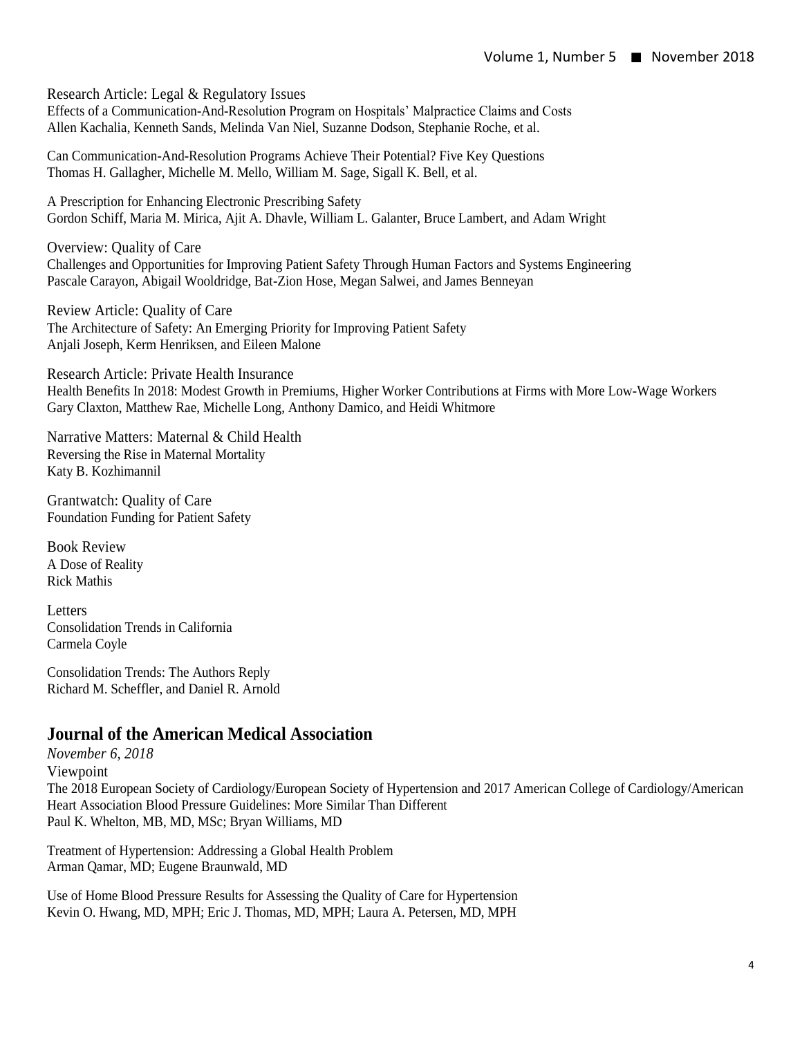Research Article: Legal & Regulatory Issues
Effects of a Communication-And-Resolution Program on Hospitals' Malpractice Claims and Costs
Allen Kachalia, Kenneth Sands, Melinda Van Niel, Suzanne Dodson, Stephanie Roche, et al.

Can Communication-And-Resolution Programs Achieve Their Potential? Five Key Questions
Thomas H. Gallagher, Michelle M. Mello, William M. Sage, Sigall K. Bell, et al.

A Prescription for Enhancing Electronic Prescribing Safety
Gordon Schiff, Maria M. Mirica, Ajit A. Dhavle, William L. Galanter, Bruce Lambert, and Adam Wright

Overview: Quality of Care
Challenges and Opportunities for Improving Patient Safety Through Human Factors and Systems Engineering
Pascale Carayon, Abigail Wooldridge, Bat-Zion Hose, Megan Salwei, and James Benneyan

Review Article: Quality of Care
The Architecture of Safety: An Emerging Priority for Improving Patient Safety
Anjali Joseph, Kerm Henriksen, and Eileen Malone

Research Article: Private Health Insurance
Health Benefits In 2018: Modest Growth in Premiums, Higher Worker Contributions at Firms with More Low-Wage Workers
Gary Claxton, Matthew Rae, Michelle Long, Anthony Damico, and Heidi Whitmore

Narrative Matters: Maternal & Child Health
Reversing the Rise in Maternal Mortality
Katy B. Kozhimannil

Grantwatch: Quality of Care
Foundation Funding for Patient Safety

Book Review
A Dose of Reality
Rick Mathis

Letters
Consolidation Trends in California
Carmela Coyle

Consolidation Trends: The Authors Reply
Richard M. Scheffler, and Daniel R. Arnold

## Journal of the American Medical Association

*November 6, 2018*
Viewpoint
The 2018 European Society of Cardiology/European Society of Hypertension and 2017 American College of Cardiology/American Heart Association Blood Pressure Guidelines: More Similar Than Different
Paul K. Whelton, MB, MD, MSc; Bryan Williams, MD

Treatment of Hypertension: Addressing a Global Health Problem
Arman Qamar, MD; Eugene Braunwald, MD

Use of Home Blood Pressure Results for Assessing the Quality of Care for Hypertension
Kevin O. Hwang, MD, MPH; Eric J. Thomas, MD, MPH; Laura A. Petersen, MD, MPH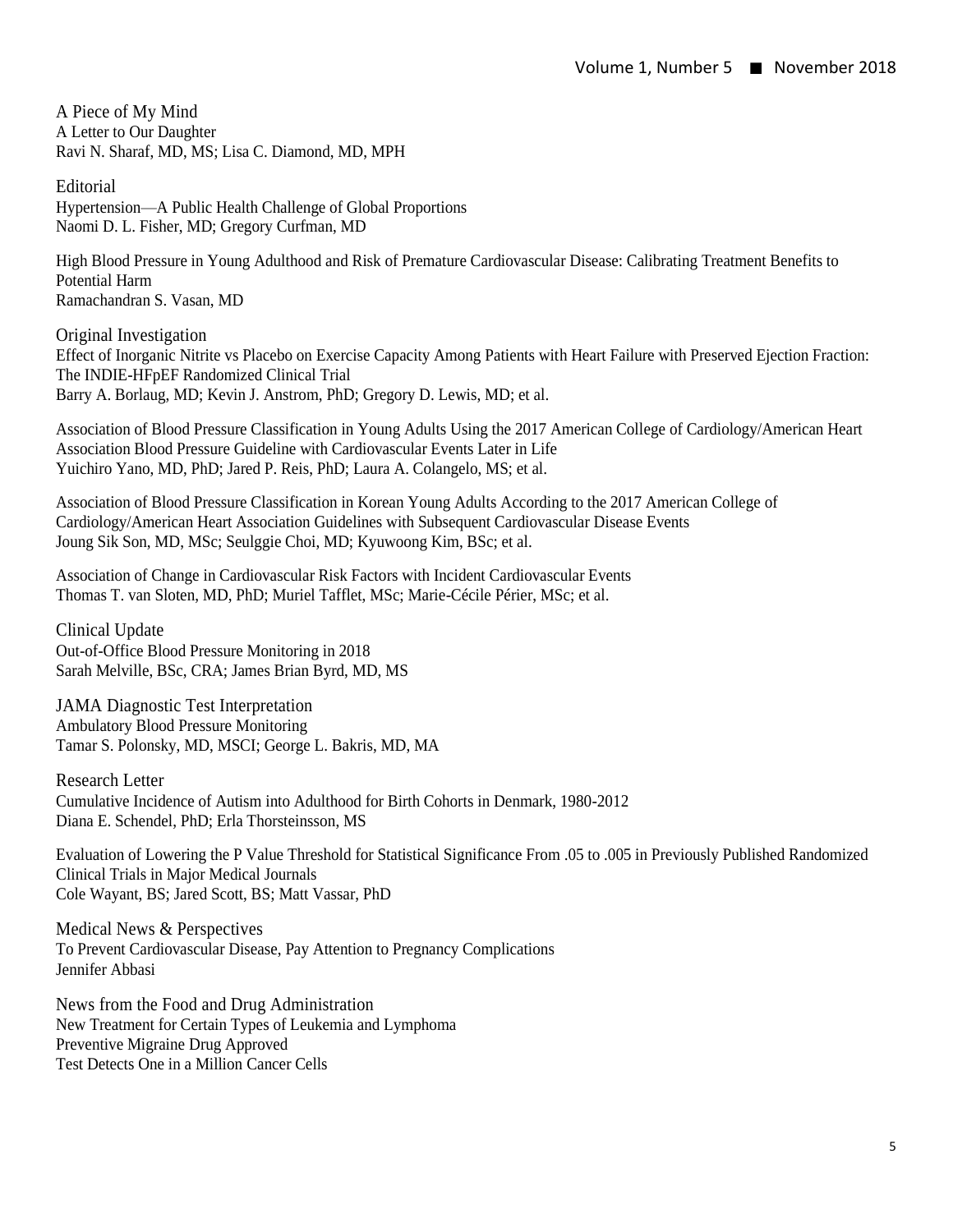## A Piece of My Mind

A Letter to Our Daughter
Ravi N. Sharaf, MD, MS; Lisa C. Diamond, MD, MPH

## Editorial

Hypertension—A Public Health Challenge of Global Proportions
Naomi D. L. Fisher, MD; Gregory Curfman, MD

High Blood Pressure in Young Adulthood and Risk of Premature Cardiovascular Disease: Calibrating Treatment Benefits to Potential Harm
Ramachandran S. Vasan, MD

## Original Investigation

Effect of Inorganic Nitrite vs Placebo on Exercise Capacity Among Patients with Heart Failure with Preserved Ejection Fraction: The INDIE-HFpEF Randomized Clinical Trial
Barry A. Borlaug, MD; Kevin J. Anstrom, PhD; Gregory D. Lewis, MD; et al.

Association of Blood Pressure Classification in Young Adults Using the 2017 American College of Cardiology/American Heart Association Blood Pressure Guideline with Cardiovascular Events Later in Life
Yuichiro Yano, MD, PhD; Jared P. Reis, PhD; Laura A. Colangelo, MS; et al.

Association of Blood Pressure Classification in Korean Young Adults According to the 2017 American College of Cardiology/American Heart Association Guidelines with Subsequent Cardiovascular Disease Events
Joung Sik Son, MD, MSc; Seulggie Choi, MD; Kyuwoong Kim, BSc; et al.

Association of Change in Cardiovascular Risk Factors with Incident Cardiovascular Events
Thomas T. van Sloten, MD, PhD; Muriel Tafflet, MSc; Marie-Cécile Périer, MSc; et al.

## Clinical Update

Out-of-Office Blood Pressure Monitoring in 2018
Sarah Melville, BSc, CRA; James Brian Byrd, MD, MS

## JAMA Diagnostic Test Interpretation

Ambulatory Blood Pressure Monitoring
Tamar S. Polonsky, MD, MSCI; George L. Bakris, MD, MA

## Research Letter

Cumulative Incidence of Autism into Adulthood for Birth Cohorts in Denmark, 1980-2012
Diana E. Schendel, PhD; Erla Thorsteinsson, MS

Evaluation of Lowering the P Value Threshold for Statistical Significance From .05 to .005 in Previously Published Randomized Clinical Trials in Major Medical Journals
Cole Wayant, BS; Jared Scott, BS; Matt Vassar, PhD

## Medical News & Perspectives

To Prevent Cardiovascular Disease, Pay Attention to Pregnancy Complications
Jennifer Abbasi

## News from the Food and Drug Administration

New Treatment for Certain Types of Leukemia and Lymphoma
Preventive Migraine Drug Approved
Test Detects One in a Million Cancer Cells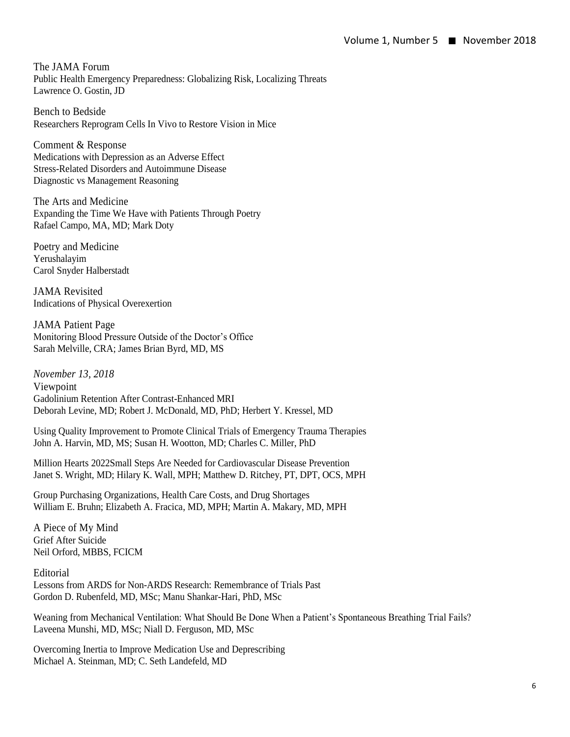## The JAMA Forum

Public Health Emergency Preparedness: Globalizing Risk, Localizing Threats
Lawrence O. Gostin, JD

## Bench to Bedside

Researchers Reprogram Cells In Vivo to Restore Vision in Mice

## Comment & Response

Medications with Depression as an Adverse Effect
Stress-Related Disorders and Autoimmune Disease
Diagnostic vs Management Reasoning

## The Arts and Medicine

Expanding the Time We Have with Patients Through Poetry
Rafael Campo, MA, MD; Mark Doty

## Poetry and Medicine

Yerushalayim
Carol Snyder Halberstadt

## JAMA Revisited

Indications of Physical Overexertion

## JAMA Patient Page

Monitoring Blood Pressure Outside of the Doctor's Office
Sarah Melville, CRA; James Brian Byrd, MD, MS

*November 13, 2018*

## Viewpoint

Gadolinium Retention After Contrast-Enhanced MRI
Deborah Levine, MD; Robert J. McDonald, MD, PhD; Herbert Y. Kressel, MD

Using Quality Improvement to Promote Clinical Trials of Emergency Trauma Therapies
John A. Harvin, MD, MS; Susan H. Wootton, MD; Charles C. Miller, PhD

Million Hearts 2022Small Steps Are Needed for Cardiovascular Disease Prevention
Janet S. Wright, MD; Hilary K. Wall, MPH; Matthew D. Ritchey, PT, DPT, OCS, MPH

Group Purchasing Organizations, Health Care Costs, and Drug Shortages
William E. Bruhn; Elizabeth A. Fracica, MD, MPH; Martin A. Makary, MD, MPH

## A Piece of My Mind

Grief After Suicide
Neil Orford, MBBS, FCICM

## Editorial

Lessons from ARDS for Non-ARDS Research: Remembrance of Trials Past
Gordon D. Rubenfeld, MD, MSc; Manu Shankar-Hari, PhD, MSc

Weaning from Mechanical Ventilation: What Should Be Done When a Patient's Spontaneous Breathing Trial Fails?
Laveena Munshi, MD, MSc; Niall D. Ferguson, MD, MSc

Overcoming Inertia to Improve Medication Use and Deprescribing
Michael A. Steinman, MD; C. Seth Landefeld, MD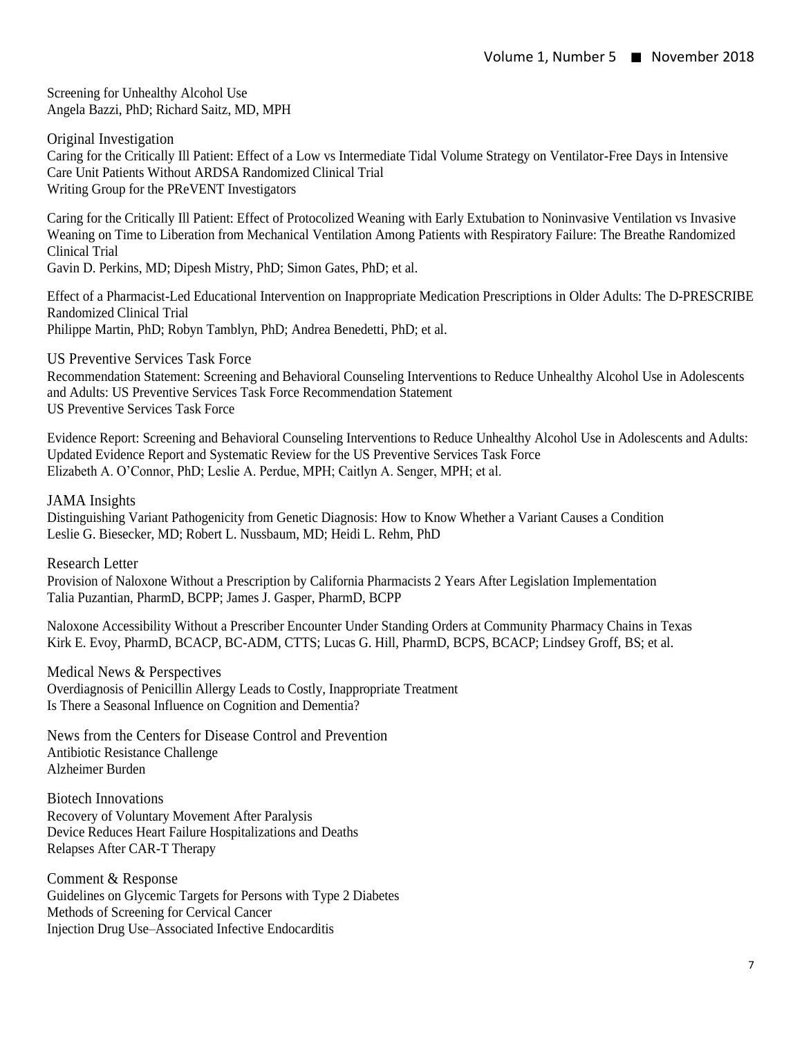Screening for Unhealthy Alcohol Use
Angela Bazzi, PhD; Richard Saitz, MD, MPH

## Original Investigation

Caring for the Critically Ill Patient: Effect of a Low vs Intermediate Tidal Volume Strategy on Ventilator-Free Days in Intensive Care Unit Patients Without ARDSA Randomized Clinical Trial
Writing Group for the PReVENT Investigators

Caring for the Critically Ill Patient: Effect of Protocolized Weaning with Early Extubation to Noninvasive Ventilation vs Invasive Weaning on Time to Liberation from Mechanical Ventilation Among Patients with Respiratory Failure: The Breathe Randomized Clinical Trial
Gavin D. Perkins, MD; Dipesh Mistry, PhD; Simon Gates, PhD; et al.

Effect of a Pharmacist-Led Educational Intervention on Inappropriate Medication Prescriptions in Older Adults: The D-PRESCRIBE Randomized Clinical Trial
Philippe Martin, PhD; Robyn Tamblyn, PhD; Andrea Benedetti, PhD; et al.

## US Preventive Services Task Force

Recommendation Statement: Screening and Behavioral Counseling Interventions to Reduce Unhealthy Alcohol Use in Adolescents and Adults: US Preventive Services Task Force Recommendation Statement
US Preventive Services Task Force

Evidence Report: Screening and Behavioral Counseling Interventions to Reduce Unhealthy Alcohol Use in Adolescents and Adults: Updated Evidence Report and Systematic Review for the US Preventive Services Task Force
Elizabeth A. O'Connor, PhD; Leslie A. Perdue, MPH; Caitlyn A. Senger, MPH; et al.

## JAMA Insights

Distinguishing Variant Pathogenicity from Genetic Diagnosis: How to Know Whether a Variant Causes a Condition
Leslie G. Biesecker, MD; Robert L. Nussbaum, MD; Heidi L. Rehm, PhD

## Research Letter

Provision of Naloxone Without a Prescription by California Pharmacists 2 Years After Legislation Implementation
Talia Puzantian, PharmD, BCPP; James J. Gasper, PharmD, BCPP

Naloxone Accessibility Without a Prescriber Encounter Under Standing Orders at Community Pharmacy Chains in Texas
Kirk E. Evoy, PharmD, BCACP, BC-ADM, CTTS; Lucas G. Hill, PharmD, BCPS, BCACP; Lindsey Groff, BS; et al.

## Medical News & Perspectives

Overdiagnosis of Penicillin Allergy Leads to Costly, Inappropriate Treatment
Is There a Seasonal Influence on Cognition and Dementia?

## News from the Centers for Disease Control and Prevention

Antibiotic Resistance Challenge
Alzheimer Burden

## Biotech Innovations

Recovery of Voluntary Movement After Paralysis
Device Reduces Heart Failure Hospitalizations and Deaths
Relapses After CAR-T Therapy

## Comment & Response

Guidelines on Glycemic Targets for Persons with Type 2 Diabetes
Methods of Screening for Cervical Cancer
Injection Drug Use–Associated Infective Endocarditis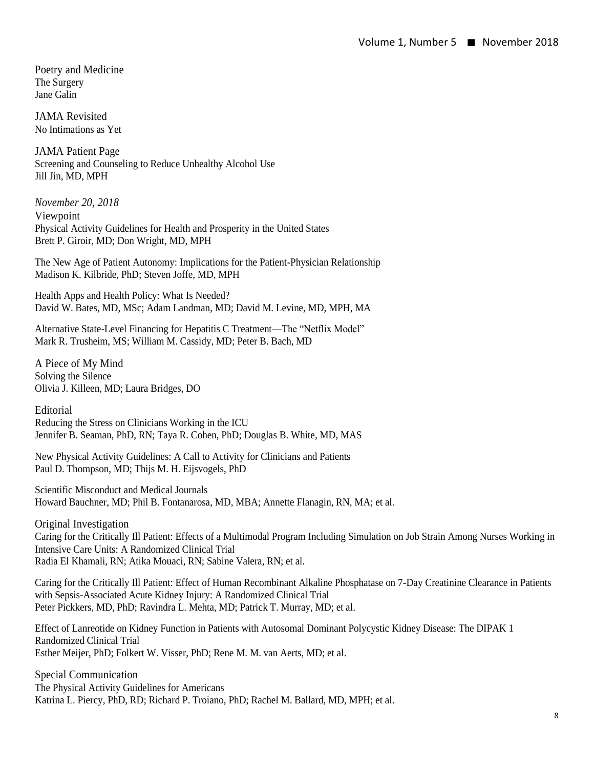### Poetry and Medicine

The Surgery
Jane Galin

### JAMA Revisited

No Intimations as Yet

### JAMA Patient Page

Screening and Counseling to Reduce Unhealthy Alcohol Use
Jill Jin, MD, MPH

*November 20, 2018*

### Viewpoint

Physical Activity Guidelines for Health and Prosperity in the United States
Brett P. Giroir, MD; Don Wright, MD, MPH

The New Age of Patient Autonomy: Implications for the Patient-Physician Relationship
Madison K. Kilbride, PhD; Steven Joffe, MD, MPH

Health Apps and Health Policy: What Is Needed?
David W. Bates, MD, MSc; Adam Landman, MD; David M. Levine, MD, MPH, MA

Alternative State-Level Financing for Hepatitis C Treatment—The "Netflix Model"
Mark R. Trusheim, MS; William M. Cassidy, MD; Peter B. Bach, MD

### A Piece of My Mind

Solving the Silence
Olivia J. Killeen, MD; Laura Bridges, DO

### Editorial

Reducing the Stress on Clinicians Working in the ICU
Jennifer B. Seaman, PhD, RN; Taya R. Cohen, PhD; Douglas B. White, MD, MAS

New Physical Activity Guidelines: A Call to Activity for Clinicians and Patients
Paul D. Thompson, MD; Thijs M. H. Eijsvogels, PhD

Scientific Misconduct and Medical Journals
Howard Bauchner, MD; Phil B. Fontanarosa, MD, MBA; Annette Flanagin, RN, MA; et al.

### Original Investigation

Caring for the Critically Ill Patient: Effects of a Multimodal Program Including Simulation on Job Strain Among Nurses Working in Intensive Care Units: A Randomized Clinical Trial
Radia El Khamali, RN; Atika Mouaci, RN; Sabine Valera, RN; et al.

Caring for the Critically Ill Patient: Effect of Human Recombinant Alkaline Phosphatase on 7-Day Creatinine Clearance in Patients with Sepsis-Associated Acute Kidney Injury: A Randomized Clinical Trial
Peter Pickkers, MD, PhD; Ravindra L. Mehta, MD; Patrick T. Murray, MD; et al.

Effect of Lanreotide on Kidney Function in Patients with Autosomal Dominant Polycystic Kidney Disease: The DIPAK 1 Randomized Clinical Trial
Esther Meijer, PhD; Folkert W. Visser, PhD; Rene M. M. van Aerts, MD; et al.

### Special Communication

The Physical Activity Guidelines for Americans
Katrina L. Piercy, PhD, RD; Richard P. Troiano, PhD; Rachel M. Ballard, MD, MPH; et al.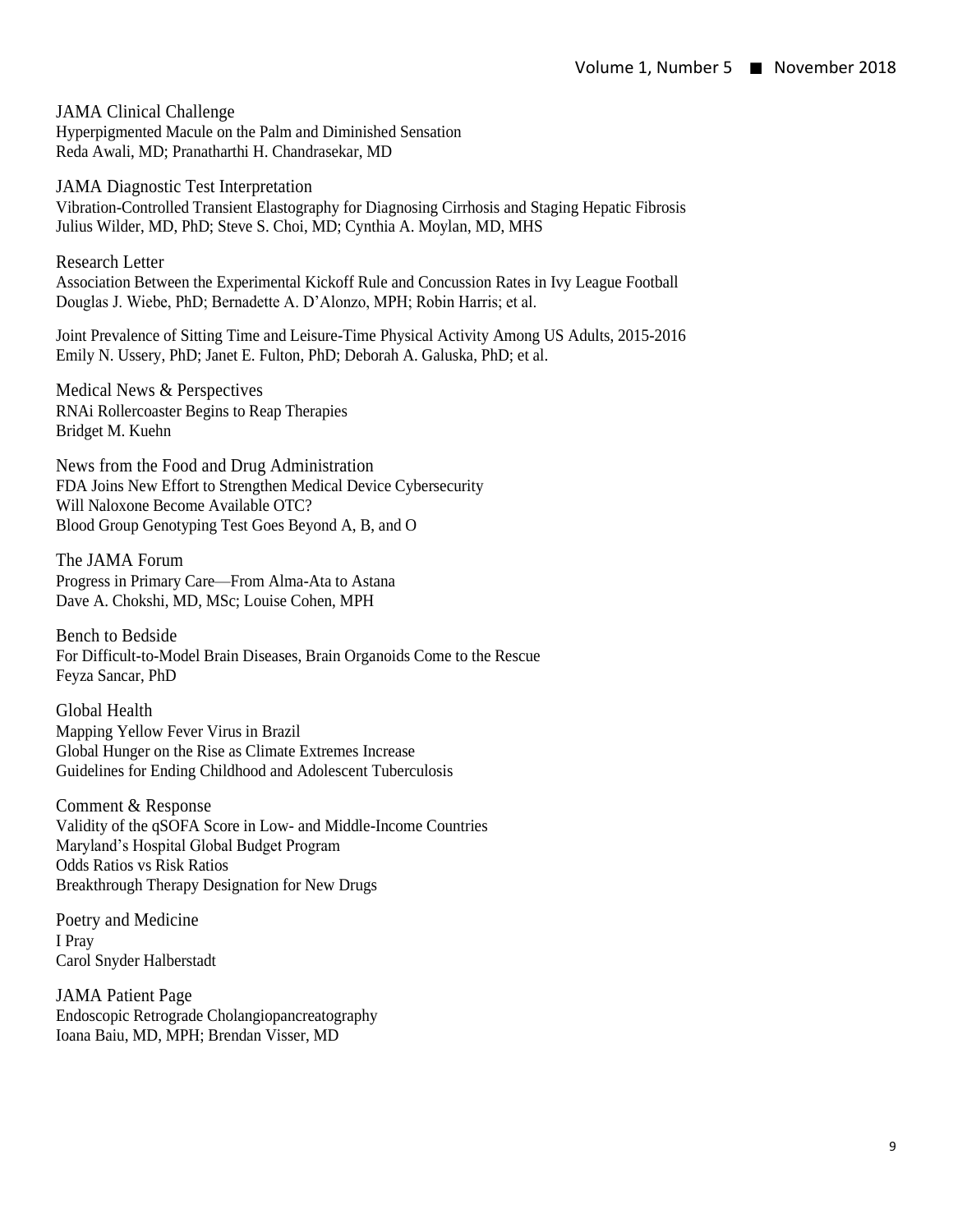## JAMA Clinical Challenge

Hyperpigmented Macule on the Palm and Diminished Sensation
Reda Awali, MD; Pranatharthi H. Chandrasekar, MD

## JAMA Diagnostic Test Interpretation

Vibration-Controlled Transient Elastography for Diagnosing Cirrhosis and Staging Hepatic Fibrosis
Julius Wilder, MD, PhD; Steve S. Choi, MD; Cynthia A. Moylan, MD, MHS

## Research Letter

Association Between the Experimental Kickoff Rule and Concussion Rates in Ivy League Football
Douglas J. Wiebe, PhD; Bernadette A. D'Alonzo, MPH; Robin Harris; et al.

Joint Prevalence of Sitting Time and Leisure-Time Physical Activity Among US Adults, 2015-2016
Emily N. Ussery, PhD; Janet E. Fulton, PhD; Deborah A. Galuska, PhD; et al.

## Medical News & Perspectives

RNAi Rollercoaster Begins to Reap Therapies
Bridget M. Kuehn

## News from the Food and Drug Administration

FDA Joins New Effort to Strengthen Medical Device Cybersecurity
Will Naloxone Become Available OTC?
Blood Group Genotyping Test Goes Beyond A, B, and O

## The JAMA Forum

Progress in Primary Care—From Alma-Ata to Astana
Dave A. Chokshi, MD, MSc; Louise Cohen, MPH

## Bench to Bedside

For Difficult-to-Model Brain Diseases, Brain Organoids Come to the Rescue
Feyza Sancar, PhD

## Global Health

Mapping Yellow Fever Virus in Brazil
Global Hunger on the Rise as Climate Extremes Increase
Guidelines for Ending Childhood and Adolescent Tuberculosis

## Comment & Response

Validity of the qSOFA Score in Low- and Middle-Income Countries
Maryland's Hospital Global Budget Program
Odds Ratios vs Risk Ratios
Breakthrough Therapy Designation for New Drugs

## Poetry and Medicine

I Pray
Carol Snyder Halberstadt

## JAMA Patient Page

Endoscopic Retrograde Cholangiopancreatography
Ioana Baiu, MD, MPH; Brendan Visser, MD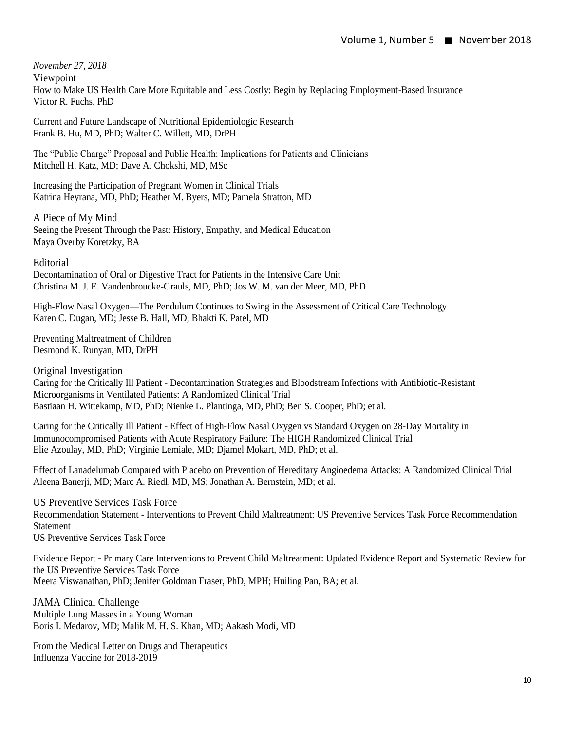*November 27, 2018*

## Viewpoint

How to Make US Health Care More Equitable and Less Costly: Begin by Replacing Employment-Based Insurance
Victor R. Fuchs, PhD

Current and Future Landscape of Nutritional Epidemiologic Research
Frank B. Hu, MD, PhD; Walter C. Willett, MD, DrPH

The "Public Charge" Proposal and Public Health: Implications for Patients and Clinicians
Mitchell H. Katz, MD; Dave A. Chokshi, MD, MSc

Increasing the Participation of Pregnant Women in Clinical Trials
Katrina Heyrana, MD, PhD; Heather M. Byers, MD; Pamela Stratton, MD

## A Piece of My Mind

Seeing the Present Through the Past: History, Empathy, and Medical Education
Maya Overby Koretzky, BA

## Editorial

Decontamination of Oral or Digestive Tract for Patients in the Intensive Care Unit
Christina M. J. E. Vandenbroucke-Grauls, MD, PhD; Jos W. M. van der Meer, MD, PhD

High-Flow Nasal Oxygen—The Pendulum Continues to Swing in the Assessment of Critical Care Technology
Karen C. Dugan, MD; Jesse B. Hall, MD; Bhakti K. Patel, MD

Preventing Maltreatment of Children
Desmond K. Runyan, MD, DrPH

## Original Investigation

Caring for the Critically Ill Patient - Decontamination Strategies and Bloodstream Infections with Antibiotic-Resistant Microorganisms in Ventilated Patients: A Randomized Clinical Trial
Bastiaan H. Wittekamp, MD, PhD; Nienke L. Plantinga, MD, PhD; Ben S. Cooper, PhD; et al.

Caring for the Critically Ill Patient - Effect of High-Flow Nasal Oxygen vs Standard Oxygen on 28-Day Mortality in Immunocompromised Patients with Acute Respiratory Failure: The HIGH Randomized Clinical Trial
Elie Azoulay, MD, PhD; Virginie Lemiale, MD; Djamel Mokart, MD, PhD; et al.

Effect of Lanadelumab Compared with Placebo on Prevention of Hereditary Angioedema Attacks: A Randomized Clinical Trial
Aleena Banerji, MD; Marc A. Riedl, MD, MS; Jonathan A. Bernstein, MD; et al.

## US Preventive Services Task Force

Recommendation Statement - Interventions to Prevent Child Maltreatment: US Preventive Services Task Force Recommendation Statement
US Preventive Services Task Force

Evidence Report - Primary Care Interventions to Prevent Child Maltreatment: Updated Evidence Report and Systematic Review for the US Preventive Services Task Force
Meera Viswanathan, PhD; Jenifer Goldman Fraser, PhD, MPH; Huiling Pan, BA; et al.

## JAMA Clinical Challenge

Multiple Lung Masses in a Young Woman
Boris I. Medarov, MD; Malik M. H. S. Khan, MD; Aakash Modi, MD

From the Medical Letter on Drugs and Therapeutics
Influenza Vaccine for 2018-2019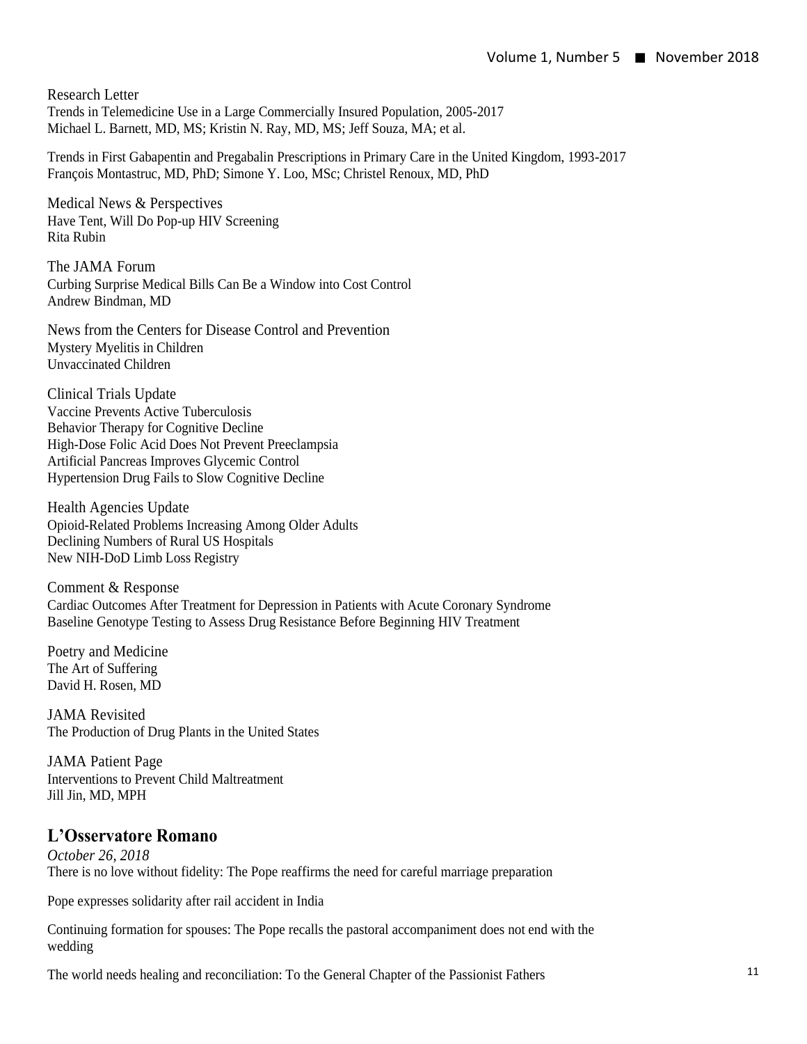Research Letter
Trends in Telemedicine Use in a Large Commercially Insured Population, 2005-2017
Michael L. Barnett, MD, MS; Kristin N. Ray, MD, MS; Jeff Souza, MA; et al.

Trends in First Gabapentin and Pregabalin Prescriptions in Primary Care in the United Kingdom, 1993-2017
François Montastruc, MD, PhD; Simone Y. Loo, MSc; Christel Renoux, MD, PhD

Medical News & Perspectives
Have Tent, Will Do Pop-up HIV Screening
Rita Rubin

The JAMA Forum
Curbing Surprise Medical Bills Can Be a Window into Cost Control
Andrew Bindman, MD

News from the Centers for Disease Control and Prevention
Mystery Myelitis in Children
Unvaccinated Children

Clinical Trials Update
Vaccine Prevents Active Tuberculosis
Behavior Therapy for Cognitive Decline
High-Dose Folic Acid Does Not Prevent Preeclampsia
Artificial Pancreas Improves Glycemic Control
Hypertension Drug Fails to Slow Cognitive Decline

Health Agencies Update
Opioid-Related Problems Increasing Among Older Adults
Declining Numbers of Rural US Hospitals
New NIH-DoD Limb Loss Registry

Comment & Response
Cardiac Outcomes After Treatment for Depression in Patients with Acute Coronary Syndrome
Baseline Genotype Testing to Assess Drug Resistance Before Beginning HIV Treatment

Poetry and Medicine
The Art of Suffering
David H. Rosen, MD

JAMA Revisited
The Production of Drug Plants in the United States

JAMA Patient Page
Interventions to Prevent Child Maltreatment
Jill Jin, MD, MPH

## L'Osservatore Romano

*October 26, 2018*
There is no love without fidelity: The Pope reaffirms the need for careful marriage preparation

Pope expresses solidarity after rail accident in India

Continuing formation for spouses: The Pope recalls the pastoral accompaniment does not end with the wedding

The world needs healing and reconciliation: To the General Chapter of the Passionist Fathers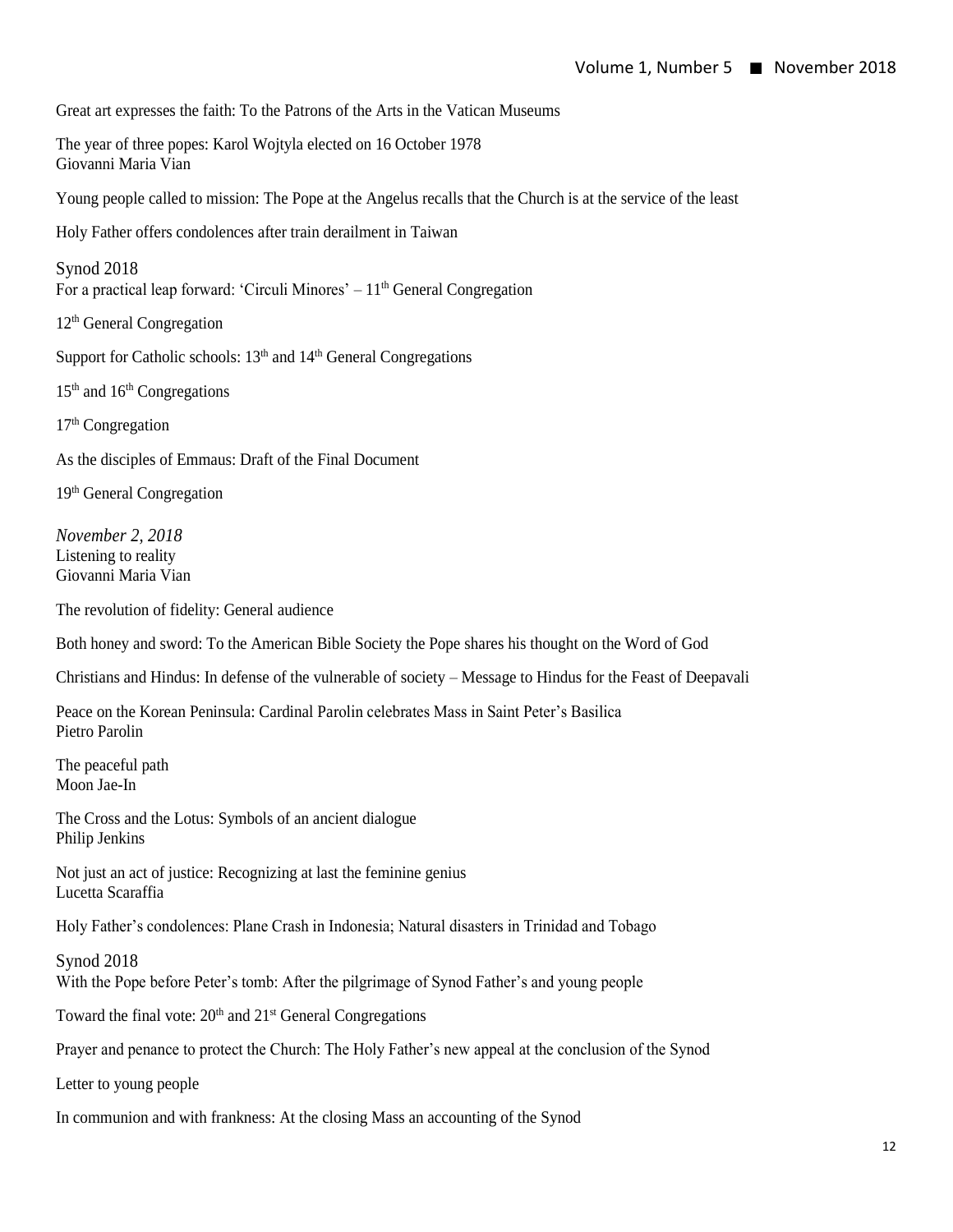Great art expresses the faith: To the Patrons of the Arts in the Vatican Museums

The year of three popes: Karol Wojtyla elected on 16 October 1978
Giovanni Maria Vian

Young people called to mission: The Pope at the Angelus recalls that the Church is at the service of the least

Holy Father offers condolences after train derailment in Taiwan

Synod 2018
For a practical leap forward: 'Circuli Minores' – 11th General Congregation

12th General Congregation

Support for Catholic schools: 13th and 14th General Congregations

15th and 16th Congregations

17th Congregation

As the disciples of Emmaus: Draft of the Final Document

19th General Congregation

*November 2, 2018*
Listening to reality
Giovanni Maria Vian

The revolution of fidelity: General audience

Both honey and sword: To the American Bible Society the Pope shares his thought on the Word of God

Christians and Hindus: In defense of the vulnerable of society – Message to Hindus for the Feast of Deepavali

Peace on the Korean Peninsula: Cardinal Parolin celebrates Mass in Saint Peter's Basilica
Pietro Parolin

The peaceful path
Moon Jae-In

The Cross and the Lotus: Symbols of an ancient dialogue
Philip Jenkins

Not just an act of justice: Recognizing at last the feminine genius
Lucetta Scaraffia

Holy Father's condolences: Plane Crash in Indonesia; Natural disasters in Trinidad and Tobago

Synod 2018
With the Pope before Peter's tomb: After the pilgrimage of Synod Father's and young people

Toward the final vote: 20th and 21st General Congregations

Prayer and penance to protect the Church: The Holy Father's new appeal at the conclusion of the Synod

Letter to young people

In communion and with frankness: At the closing Mass an accounting of the Synod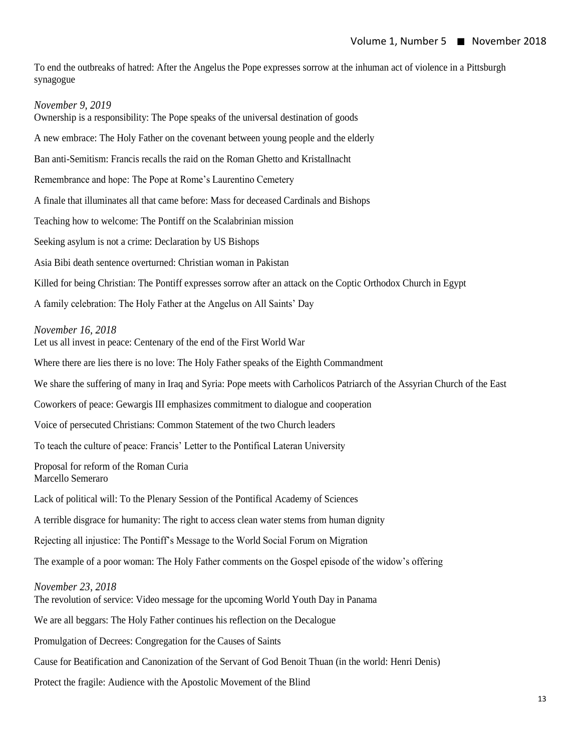To end the outbreaks of hatred: After the Angelus the Pope expresses sorrow at the inhuman act of violence in a Pittsburgh synagogue

*November 9, 2019*

Ownership is a responsibility: The Pope speaks of the universal destination of goods

A new embrace: The Holy Father on the covenant between young people and the elderly

Ban anti-Semitism: Francis recalls the raid on the Roman Ghetto and Kristallnacht

Remembrance and hope: The Pope at Rome's Laurentino Cemetery

A finale that illuminates all that came before: Mass for deceased Cardinals and Bishops

Teaching how to welcome: The Pontiff on the Scalabrinian mission

Seeking asylum is not a crime: Declaration by US Bishops

Asia Bibi death sentence overturned: Christian woman in Pakistan

Killed for being Christian: The Pontiff expresses sorrow after an attack on the Coptic Orthodox Church in Egypt

A family celebration: The Holy Father at the Angelus on All Saints' Day

*November 16, 2018*

Let us all invest in peace: Centenary of the end of the First World War

Where there are lies there is no love: The Holy Father speaks of the Eighth Commandment

We share the suffering of many in Iraq and Syria: Pope meets with Carholicos Patriarch of the Assyrian Church of the East

Coworkers of peace: Gewargis III emphasizes commitment to dialogue and cooperation

Voice of persecuted Christians: Common Statement of the two Church leaders

To teach the culture of peace: Francis' Letter to the Pontifical Lateran University

Proposal for reform of the Roman Curia
Marcello Semeraro

Lack of political will: To the Plenary Session of the Pontifical Academy of Sciences

A terrible disgrace for humanity: The right to access clean water stems from human dignity

Rejecting all injustice: The Pontiff's Message to the World Social Forum on Migration

The example of a poor woman: The Holy Father comments on the Gospel episode of the widow's offering

*November 23, 2018*

The revolution of service: Video message for the upcoming World Youth Day in Panama

We are all beggars: The Holy Father continues his reflection on the Decalogue

Promulgation of Decrees: Congregation for the Causes of Saints

Cause for Beatification and Canonization of the Servant of God Benoit Thuan (in the world: Henri Denis)

Protect the fragile: Audience with the Apostolic Movement of the Blind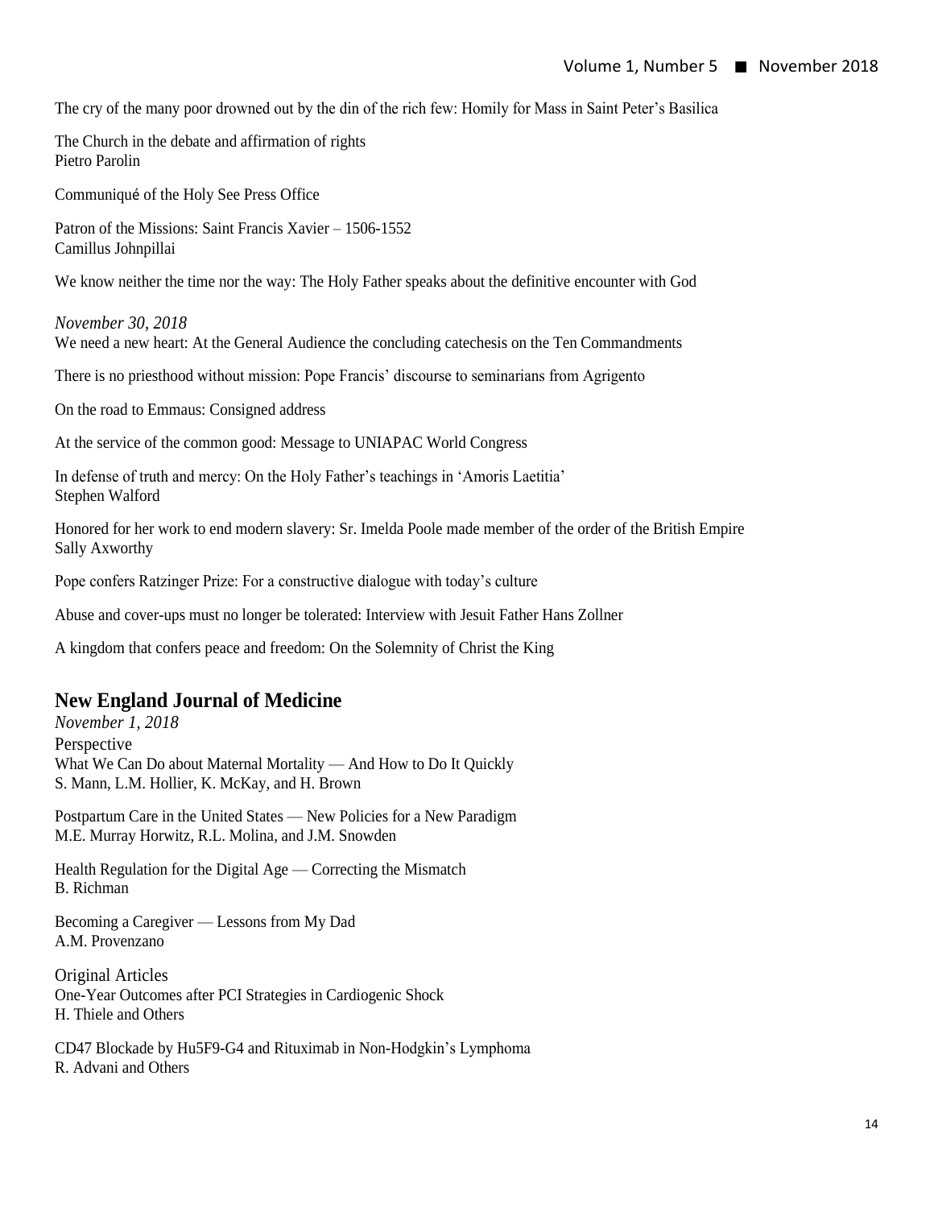The cry of the many poor drowned out by the din of the rich few: Homily for Mass in Saint Peter's Basilica

The Church in the debate and affirmation of rights
Pietro Parolin

Communiqué of the Holy See Press Office

Patron of the Missions: Saint Francis Xavier – 1506-1552
Camillus Johnpillai

We know neither the time nor the way: The Holy Father speaks about the definitive encounter with God

*November 30, 2018*
We need a new heart: At the General Audience the concluding catechesis on the Ten Commandments

There is no priesthood without mission: Pope Francis' discourse to seminarians from Agrigento

On the road to Emmaus: Consigned address

At the service of the common good: Message to UNIAPAC World Congress

In defense of truth and mercy: On the Holy Father's teachings in 'Amoris Laetitia'
Stephen Walford

Honored for her work to end modern slavery: Sr. Imelda Poole made member of the order of the British Empire
Sally Axworthy

Pope confers Ratzinger Prize: For a constructive dialogue with today's culture

Abuse and cover-ups must no longer be tolerated: Interview with Jesuit Father Hans Zollner

A kingdom that confers peace and freedom: On the Solemnity of Christ the King

## New England Journal of Medicine

*November 1, 2018*
Perspective
What We Can Do about Maternal Mortality — And How to Do It Quickly
S. Mann, L.M. Hollier, K. McKay, and H. Brown

Postpartum Care in the United States — New Policies for a New Paradigm
M.E. Murray Horwitz, R.L. Molina, and J.M. Snowden

Health Regulation for the Digital Age — Correcting the Mismatch
B. Richman

Becoming a Caregiver — Lessons from My Dad
A.M. Provenzano

Original Articles
One-Year Outcomes after PCI Strategies in Cardiogenic Shock
H. Thiele and Others

CD47 Blockade by Hu5F9-G4 and Rituximab in Non-Hodgkin's Lymphoma
R. Advani and Others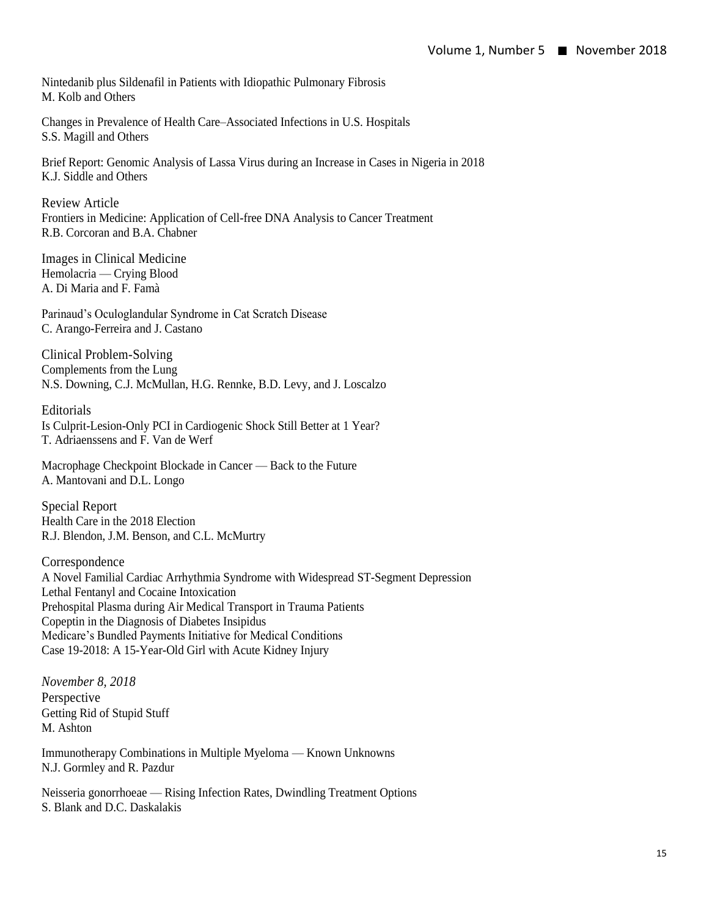Nintedanib plus Sildenafil in Patients with Idiopathic Pulmonary Fibrosis
M. Kolb and Others

Changes in Prevalence of Health Care–Associated Infections in U.S. Hospitals
S.S. Magill and Others

Brief Report: Genomic Analysis of Lassa Virus during an Increase in Cases in Nigeria in 2018
K.J. Siddle and Others

Review Article
Frontiers in Medicine: Application of Cell-free DNA Analysis to Cancer Treatment
R.B. Corcoran and B.A. Chabner

Images in Clinical Medicine
Hemolacria — Crying Blood
A. Di Maria and F. Famà

Parinaud's Oculoglandular Syndrome in Cat Scratch Disease
C. Arango-Ferreira and J. Castano

Clinical Problem-Solving
Complements from the Lung
N.S. Downing, C.J. McMullan, H.G. Rennke, B.D. Levy, and J. Loscalzo

Editorials
Is Culprit-Lesion-Only PCI in Cardiogenic Shock Still Better at 1 Year?
T. Adriaenssens and F. Van de Werf

Macrophage Checkpoint Blockade in Cancer — Back to the Future
A. Mantovani and D.L. Longo

Special Report
Health Care in the 2018 Election
R.J. Blendon, J.M. Benson, and C.L. McMurtry

Correspondence
A Novel Familial Cardiac Arrhythmia Syndrome with Widespread ST-Segment Depression
Lethal Fentanyl and Cocaine Intoxication
Prehospital Plasma during Air Medical Transport in Trauma Patients
Copeptin in the Diagnosis of Diabetes Insipidus
Medicare's Bundled Payments Initiative for Medical Conditions
Case 19-2018: A 15-Year-Old Girl with Acute Kidney Injury

*November 8, 2018*
Perspective
Getting Rid of Stupid Stuff
M. Ashton

Immunotherapy Combinations in Multiple Myeloma — Known Unknowns
N.J. Gormley and R. Pazdur

Neisseria gonorrhoeae — Rising Infection Rates, Dwindling Treatment Options
S. Blank and D.C. Daskalakis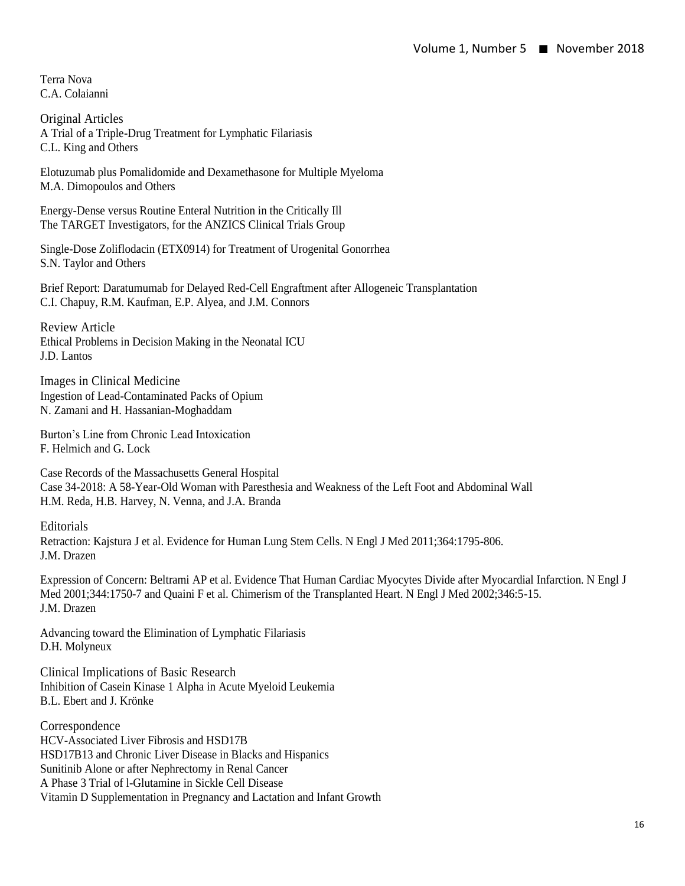Terra Nova
C.A. Colaianni

## Original Articles

A Trial of a Triple-Drug Treatment for Lymphatic Filariasis
C.L. King and Others

Elotuzumab plus Pomalidomide and Dexamethasone for Multiple Myeloma
M.A. Dimopoulos and Others

Energy-Dense versus Routine Enteral Nutrition in the Critically Ill
The TARGET Investigators, for the ANZICS Clinical Trials Group

Single-Dose Zoliflodacin (ETX0914) for Treatment of Urogenital Gonorrhea
S.N. Taylor and Others

Brief Report: Daratumumab for Delayed Red-Cell Engraftment after Allogeneic Transplantation
C.I. Chapuy, R.M. Kaufman, E.P. Alyea, and J.M. Connors

## Review Article

Ethical Problems in Decision Making in the Neonatal ICU
J.D. Lantos

## Images in Clinical Medicine

Ingestion of Lead-Contaminated Packs of Opium
N. Zamani and H. Hassanian-Moghaddam

Burton's Line from Chronic Lead Intoxication
F. Helmich and G. Lock

## Case Records of the Massachusetts General Hospital

Case 34-2018: A 58-Year-Old Woman with Paresthesia and Weakness of the Left Foot and Abdominal Wall
H.M. Reda, H.B. Harvey, N. Venna, and J.A. Branda

## Editorials

Retraction: Kajstura J et al. Evidence for Human Lung Stem Cells. N Engl J Med 2011;364:1795-806.
J.M. Drazen

Expression of Concern: Beltrami AP et al. Evidence That Human Cardiac Myocytes Divide after Myocardial Infarction. N Engl J Med 2001;344:1750-7 and Quaini F et al. Chimerism of the Transplanted Heart. N Engl J Med 2002;346:5-15.
J.M. Drazen

Advancing toward the Elimination of Lymphatic Filariasis
D.H. Molyneux

## Clinical Implications of Basic Research

Inhibition of Casein Kinase 1 Alpha in Acute Myeloid Leukemia
B.L. Ebert and J. Krönke

## Correspondence

HCV-Associated Liver Fibrosis and HSD17B
HSD17B13 and Chronic Liver Disease in Blacks and Hispanics
Sunitinib Alone or after Nephrectomy in Renal Cancer
A Phase 3 Trial of l-Glutamine in Sickle Cell Disease
Vitamin D Supplementation in Pregnancy and Lactation and Infant Growth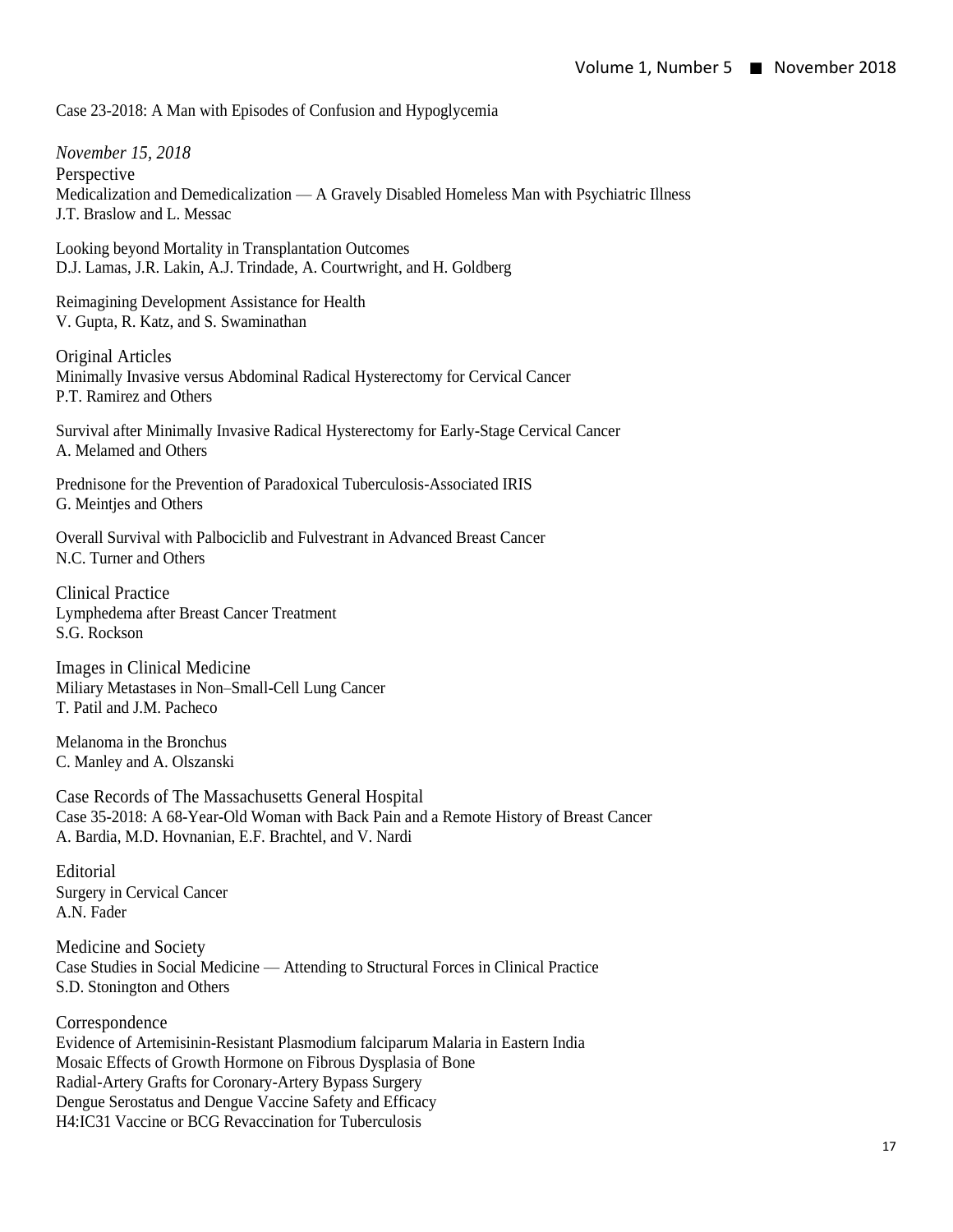Case 23-2018: A Man with Episodes of Confusion and Hypoglycemia

*November 15, 2018*

## Perspective

Medicalization and Demedicalization — A Gravely Disabled Homeless Man with Psychiatric Illness
J.T. Braslow and L. Messac

Looking beyond Mortality in Transplantation Outcomes
D.J. Lamas, J.R. Lakin, A.J. Trindade, A. Courtwright, and H. Goldberg

Reimagining Development Assistance for Health
V. Gupta, R. Katz, and S. Swaminathan

## Original Articles

Minimally Invasive versus Abdominal Radical Hysterectomy for Cervical Cancer
P.T. Ramirez and Others

Survival after Minimally Invasive Radical Hysterectomy for Early-Stage Cervical Cancer
A. Melamed and Others

Prednisone for the Prevention of Paradoxical Tuberculosis-Associated IRIS
G. Meintjes and Others

Overall Survival with Palbociclib and Fulvestrant in Advanced Breast Cancer
N.C. Turner and Others

## Clinical Practice

Lymphedema after Breast Cancer Treatment
S.G. Rockson

## Images in Clinical Medicine

Miliary Metastases in Non–Small-Cell Lung Cancer
T. Patil and J.M. Pacheco

Melanoma in the Bronchus
C. Manley and A. Olszanski

## Case Records of The Massachusetts General Hospital

Case 35-2018: A 68-Year-Old Woman with Back Pain and a Remote History of Breast Cancer
A. Bardia, M.D. Hovnanian, E.F. Brachtel, and V. Nardi

## Editorial

Surgery in Cervical Cancer
A.N. Fader

## Medicine and Society

Case Studies in Social Medicine — Attending to Structural Forces in Clinical Practice
S.D. Stonington and Others

## Correspondence

Evidence of Artemisinin-Resistant Plasmodium falciparum Malaria in Eastern India
Mosaic Effects of Growth Hormone on Fibrous Dysplasia of Bone
Radial-Artery Grafts for Coronary-Artery Bypass Surgery
Dengue Serostatus and Dengue Vaccine Safety and Efficacy
H4:IC31 Vaccine or BCG Revaccination for Tuberculosis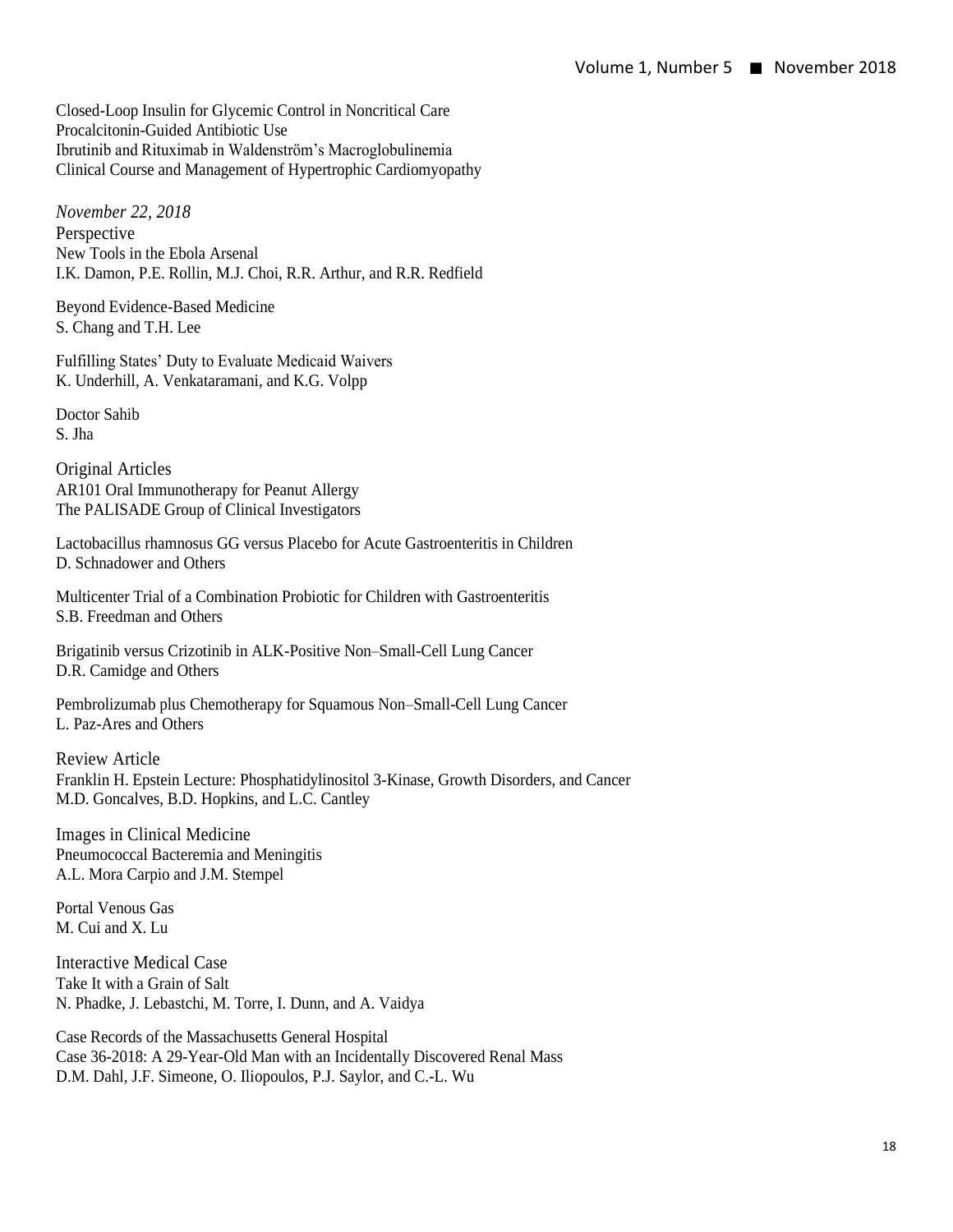Closed-Loop Insulin for Glycemic Control in Noncritical Care
Procalcitonin-Guided Antibiotic Use
Ibrutinib and Rituximab in Waldenström's Macroglobulinemia
Clinical Course and Management of Hypertrophic Cardiomyopathy

*November 22, 2018*

Perspective

New Tools in the Ebola Arsenal
I.K. Damon, P.E. Rollin, M.J. Choi, R.R. Arthur, and R.R. Redfield

Beyond Evidence-Based Medicine
S. Chang and T.H. Lee

Fulfilling States' Duty to Evaluate Medicaid Waivers
K. Underhill, A. Venkataramani, and K.G. Volpp

Doctor Sahib
S. Jha

Original Articles

AR101 Oral Immunotherapy for Peanut Allergy
The PALISADE Group of Clinical Investigators

Lactobacillus rhamnosus GG versus Placebo for Acute Gastroenteritis in Children
D. Schnadower and Others

Multicenter Trial of a Combination Probiotic for Children with Gastroenteritis
S.B. Freedman and Others

Brigatinib versus Crizotinib in ALK-Positive Non–Small-Cell Lung Cancer
D.R. Camidge and Others

Pembrolizumab plus Chemotherapy for Squamous Non–Small-Cell Lung Cancer
L. Paz-Ares and Others

Review Article

Franklin H. Epstein Lecture: Phosphatidylinositol 3-Kinase, Growth Disorders, and Cancer
M.D. Goncalves, B.D. Hopkins, and L.C. Cantley

Images in Clinical Medicine

Pneumococcal Bacteremia and Meningitis
A.L. Mora Carpio and J.M. Stempel

Portal Venous Gas
M. Cui and X. Lu

Interactive Medical Case

Take It with a Grain of Salt
N. Phadke, J. Lebastchi, M. Torre, I. Dunn, and A. Vaidya

Case Records of the Massachusetts General Hospital
Case 36-2018: A 29-Year-Old Man with an Incidentally Discovered Renal Mass
D.M. Dahl, J.F. Simeone, O. Iliopoulos, P.J. Saylor, and C.-L. Wu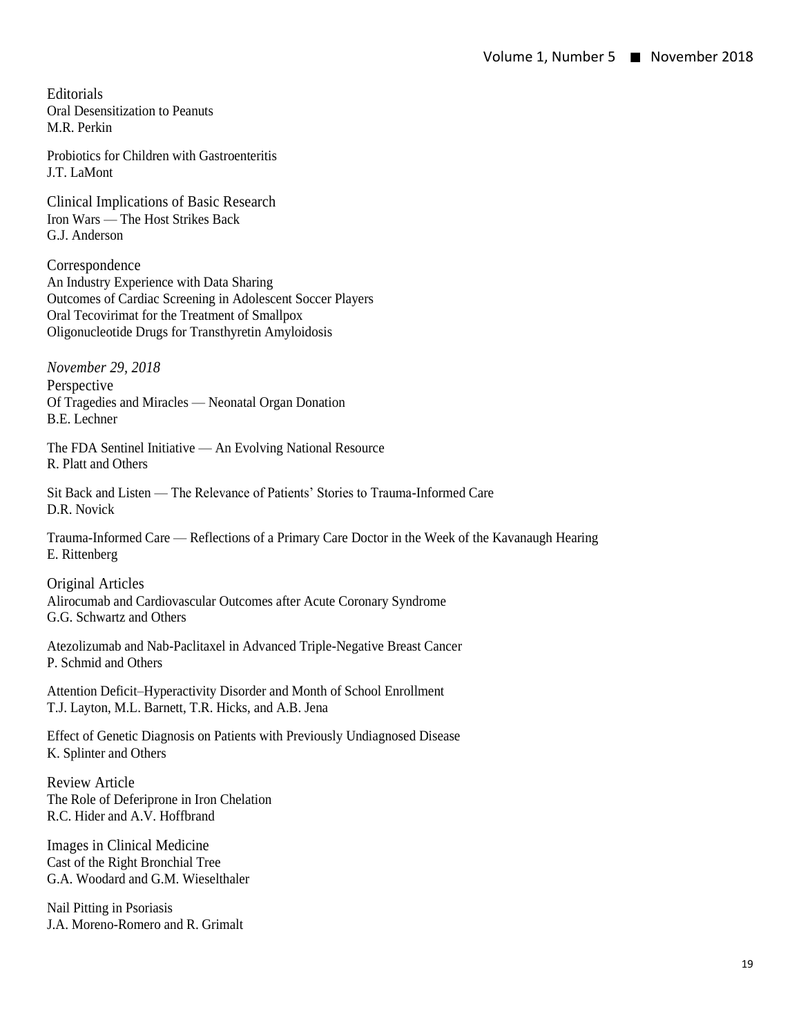## Editorials

Oral Desensitization to Peanuts
M.R. Perkin

Probiotics for Children with Gastroenteritis
J.T. LaMont

## Clinical Implications of Basic Research

Iron Wars — The Host Strikes Back
G.J. Anderson

## Correspondence

An Industry Experience with Data Sharing
Outcomes of Cardiac Screening in Adolescent Soccer Players
Oral Tecovirimat for the Treatment of Smallpox
Oligonucleotide Drugs for Transthyretin Amyloidosis

*November 29, 2018*

## Perspective

Of Tragedies and Miracles — Neonatal Organ Donation
B.E. Lechner

The FDA Sentinel Initiative — An Evolving National Resource
R. Platt and Others

Sit Back and Listen — The Relevance of Patients' Stories to Trauma-Informed Care
D.R. Novick

Trauma-Informed Care — Reflections of a Primary Care Doctor in the Week of the Kavanaugh Hearing
E. Rittenberg

## Original Articles

Alirocumab and Cardiovascular Outcomes after Acute Coronary Syndrome
G.G. Schwartz and Others

Atezolizumab and Nab-Paclitaxel in Advanced Triple-Negative Breast Cancer
P. Schmid and Others

Attention Deficit–Hyperactivity Disorder and Month of School Enrollment
T.J. Layton, M.L. Barnett, T.R. Hicks, and A.B. Jena

Effect of Genetic Diagnosis on Patients with Previously Undiagnosed Disease
K. Splinter and Others

## Review Article

The Role of Deferiprone in Iron Chelation
R.C. Hider and A.V. Hoffbrand

## Images in Clinical Medicine

Cast of the Right Bronchial Tree
G.A. Woodard and G.M. Wieselthaler

Nail Pitting in Psoriasis
J.A. Moreno-Romero and R. Grimalt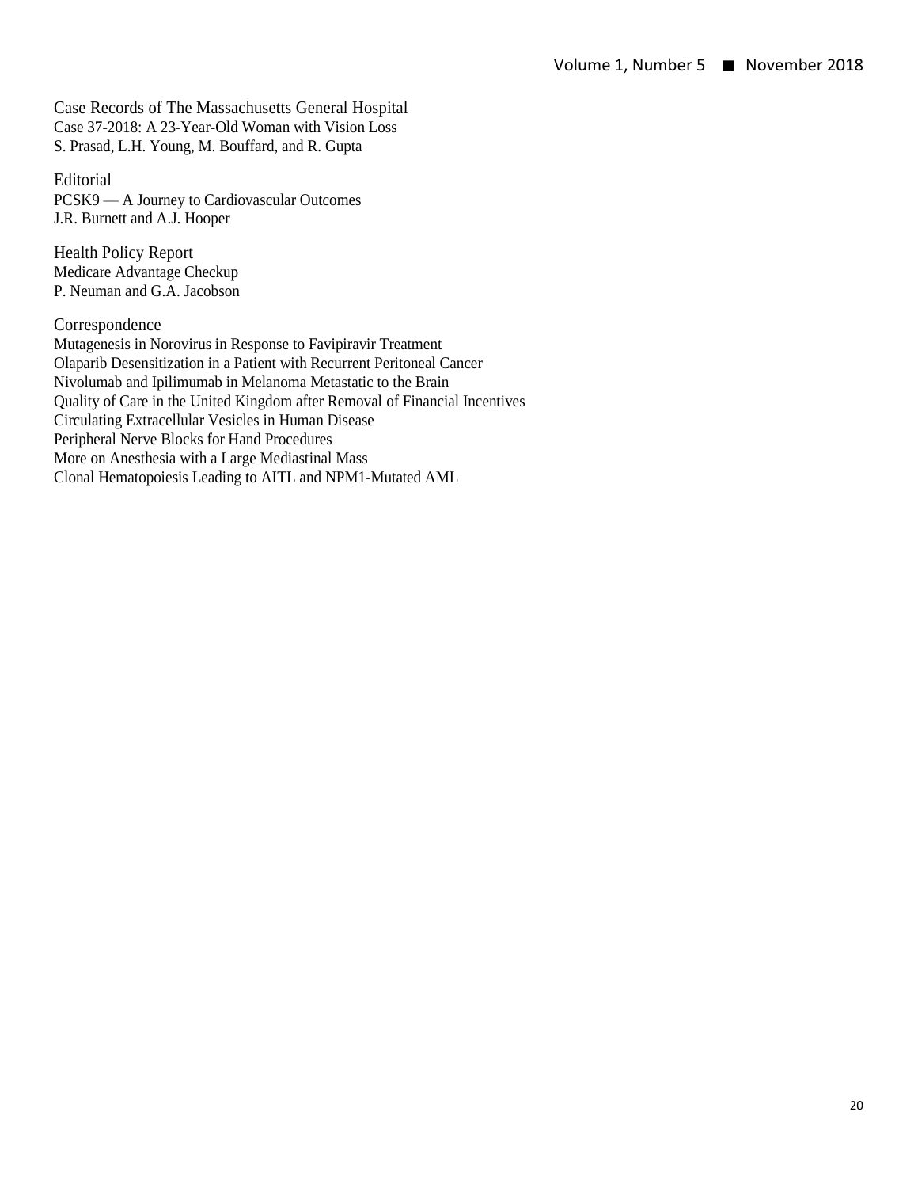Case Records of The Massachusetts General Hospital
Case 37-2018: A 23-Year-Old Woman with Vision Loss
S. Prasad, L.H. Young, M. Bouffard, and R. Gupta

Editorial
PCSK9 — A Journey to Cardiovascular Outcomes
J.R. Burnett and A.J. Hooper

Health Policy Report
Medicare Advantage Checkup
P. Neuman and G.A. Jacobson

Correspondence
Mutagenesis in Norovirus in Response to Favipiravir Treatment
Olaparib Desensitization in a Patient with Recurrent Peritoneal Cancer
Nivolumab and Ipilimumab in Melanoma Metastatic to the Brain
Quality of Care in the United Kingdom after Removal of Financial Incentives
Circulating Extracellular Vesicles in Human Disease
Peripheral Nerve Blocks for Hand Procedures
More on Anesthesia with a Large Mediastinal Mass
Clonal Hematopoiesis Leading to AITL and NPM1-Mutated AML